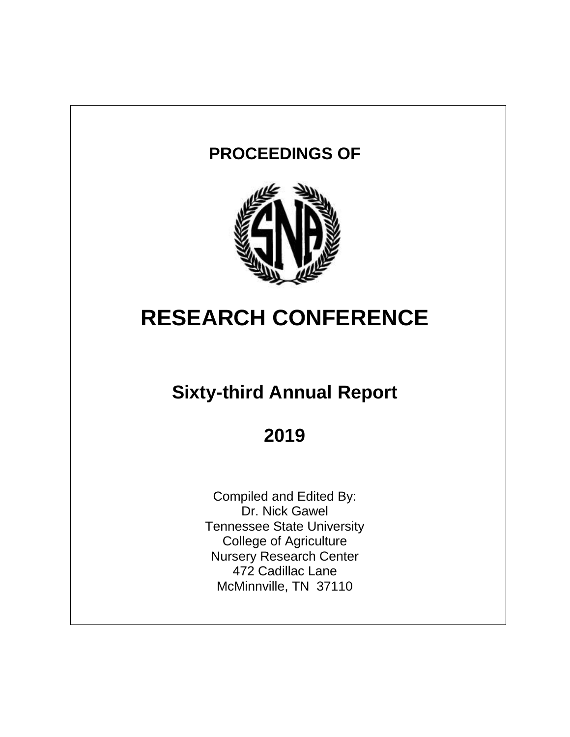**PROCEEDINGS OF**

# RESEARCH CONFERENCE

## Sixty-third Annual Report

## 2019

Compiled and Edited By:
Dr. Nick Gawel
Tennessee State University
College of Agriculture
Nursery Research Center
472 Cadillac Lane
McMinnville, TN 37110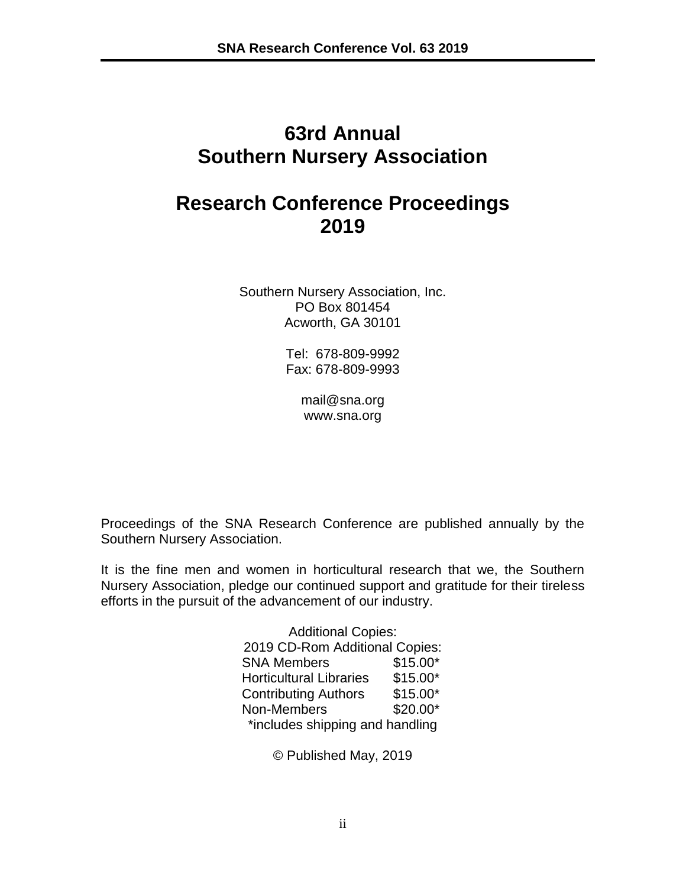# 63rd Annual
# Southern Nursery Association

# Research Conference Proceedings
# 2019

Southern Nursery Association, Inc.
PO Box 801454
Acworth, GA 30101

Tel: 678-809-9992
Fax: 678-809-9993

mail@sna.org
www.sna.org

Proceedings of the SNA Research Conference are published annually by the Southern Nursery Association.

It is the fine men and women in horticultural research that we, the Southern Nursery Association, pledge our continued support and gratitude for their tireless efforts in the pursuit of the advancement of our industry.

Additional Copies:
2019 CD-Rom Additional Copies:

| | |
|---|---|
| SNA Members | $15.00* |
| Horticultural Libraries | $15.00* |
| Contributing Authors | $15.00* |
| Non-Members | $20.00* |

*includes shipping and handling

© Published May, 2019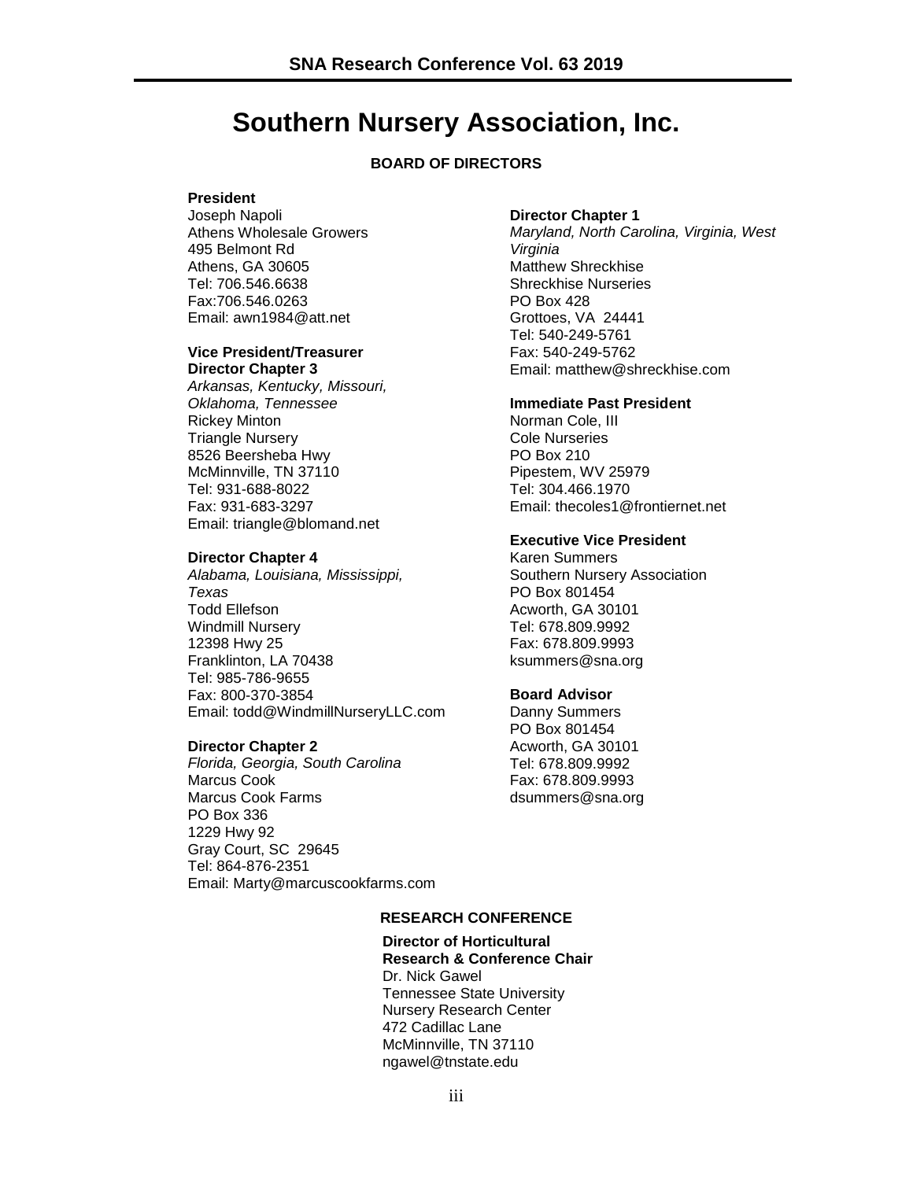# Southern Nursery Association, Inc.

## BOARD OF DIRECTORS

**President**
Joseph Napoli
Athens Wholesale Growers
495 Belmont Rd
Athens, GA 30605
Tel: 706.546.6638
Fax:706.546.0263
Email: awn1984@att.net

**Vice President/Treasurer**
**Director Chapter 3**
*Arkansas, Kentucky, Missouri, Oklahoma, Tennessee*
Rickey Minton
Triangle Nursery
8526 Beersheba Hwy
McMinnville, TN 37110
Tel: 931-688-8022
Fax: 931-683-3297
Email: triangle@blomand.net

**Director Chapter 4**
*Alabama, Louisiana, Mississippi, Texas*
Todd Ellefson
Windmill Nursery
12398 Hwy 25
Franklinton, LA 70438
Tel: 985-786-9655
Fax: 800-370-3854
Email: todd@WindmillNurseryLLC.com

**Director Chapter 2**
*Florida, Georgia, South Carolina*
Marcus Cook
Marcus Cook Farms
PO Box 336
1229 Hwy 92
Gray Court, SC 29645
Tel: 864-876-2351
Email: Marty@marcuscookfarms.com

**Director Chapter 1**
*Maryland, North Carolina, Virginia, West Virginia*
Matthew Shreckhise
Shreckhise Nurseries
PO Box 428
Grottoes, VA 24441
Tel: 540-249-5761
Fax: 540-249-5762
Email: matthew@shreckhise.com

**Immediate Past President**
Norman Cole, III
Cole Nurseries
PO Box 210
Pipestem, WV 25979
Tel: 304.466.1970
Email: thecoles1@frontiernet.net

**Executive Vice President**
Karen Summers
Southern Nursery Association
PO Box 801454
Acworth, GA 30101
Tel: 678.809.9992
Fax: 678.809.9993
ksummers@sna.org

**Board Advisor**
Danny Summers
PO Box 801454
Acworth, GA 30101
Tel: 678.809.9992
Fax: 678.809.9993
dsummers@sna.org

## RESEARCH CONFERENCE

**Director of Horticultural Research & Conference Chair**
Dr. Nick Gawel
Tennessee State University
Nursery Research Center
472 Cadillac Lane
McMinnville, TN 37110
ngawel@tnstate.edu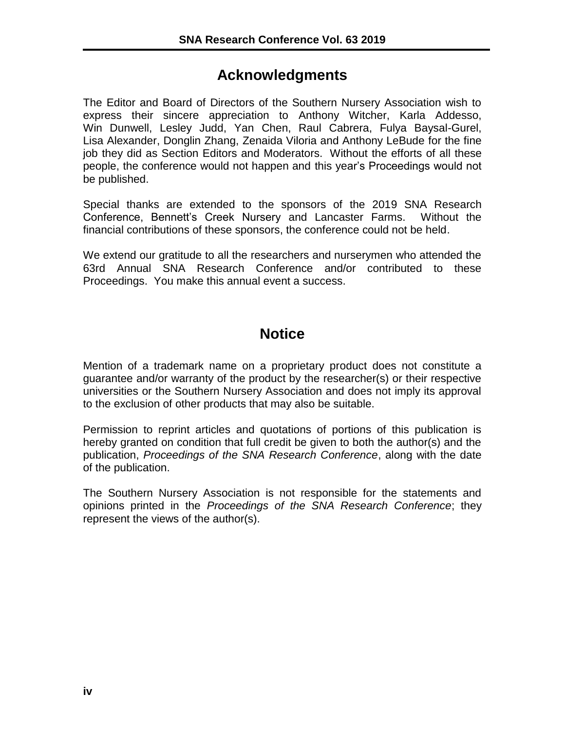# Acknowledgments

The Editor and Board of Directors of the Southern Nursery Association wish to express their sincere appreciation to Anthony Witcher, Karla Addesso, Win Dunwell, Lesley Judd, Yan Chen, Raul Cabrera, Fulya Baysal-Gurel, Lisa Alexander, Donglin Zhang, Zenaida Viloria and Anthony LeBude for the fine job they did as Section Editors and Moderators. Without the efforts of all these people, the conference would not happen and this year's Proceedings would not be published.

Special thanks are extended to the sponsors of the 2019 SNA Research Conference, Bennett's Creek Nursery and Lancaster Farms. Without the financial contributions of these sponsors, the conference could not be held.

We extend our gratitude to all the researchers and nurserymen who attended the 63rd Annual SNA Research Conference and/or contributed to these Proceedings. You make this annual event a success.

# Notice

Mention of a trademark name on a proprietary product does not constitute a guarantee and/or warranty of the product by the researcher(s) or their respective universities or the Southern Nursery Association and does not imply its approval to the exclusion of other products that may also be suitable.

Permission to reprint articles and quotations of portions of this publication is hereby granted on condition that full credit be given to both the author(s) and the publication, *Proceedings of the SNA Research Conference*, along with the date of the publication.

The Southern Nursery Association is not responsible for the statements and opinions printed in the *Proceedings of the SNA Research Conference*; they represent the views of the author(s).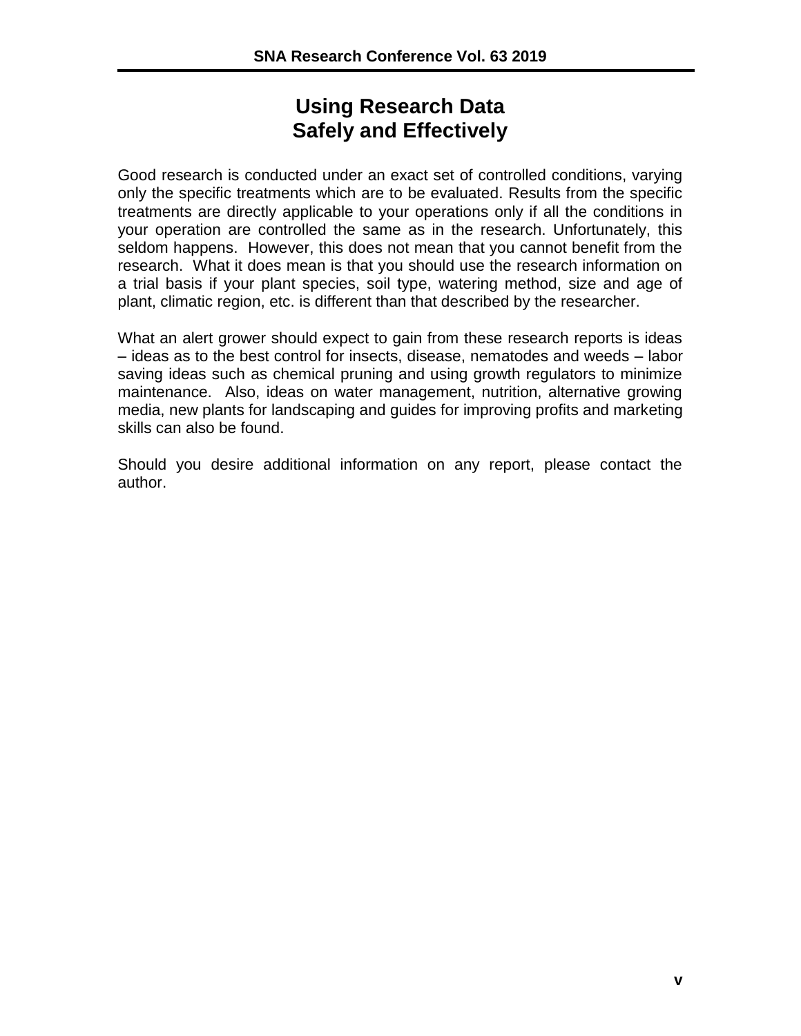# Using Research Data Safely and Effectively

Good research is conducted under an exact set of controlled conditions, varying only the specific treatments which are to be evaluated. Results from the specific treatments are directly applicable to your operations only if all the conditions in your operation are controlled the same as in the research. Unfortunately, this seldom happens. However, this does not mean that you cannot benefit from the research. What it does mean is that you should use the research information on a trial basis if your plant species, soil type, watering method, size and age of plant, climatic region, etc. is different than that described by the researcher.

What an alert grower should expect to gain from these research reports is ideas – ideas as to the best control for insects, disease, nematodes and weeds – labor saving ideas such as chemical pruning and using growth regulators to minimize maintenance. Also, ideas on water management, nutrition, alternative growing media, new plants for landscaping and guides for improving profits and marketing skills can also be found.

Should you desire additional information on any report, please contact the author.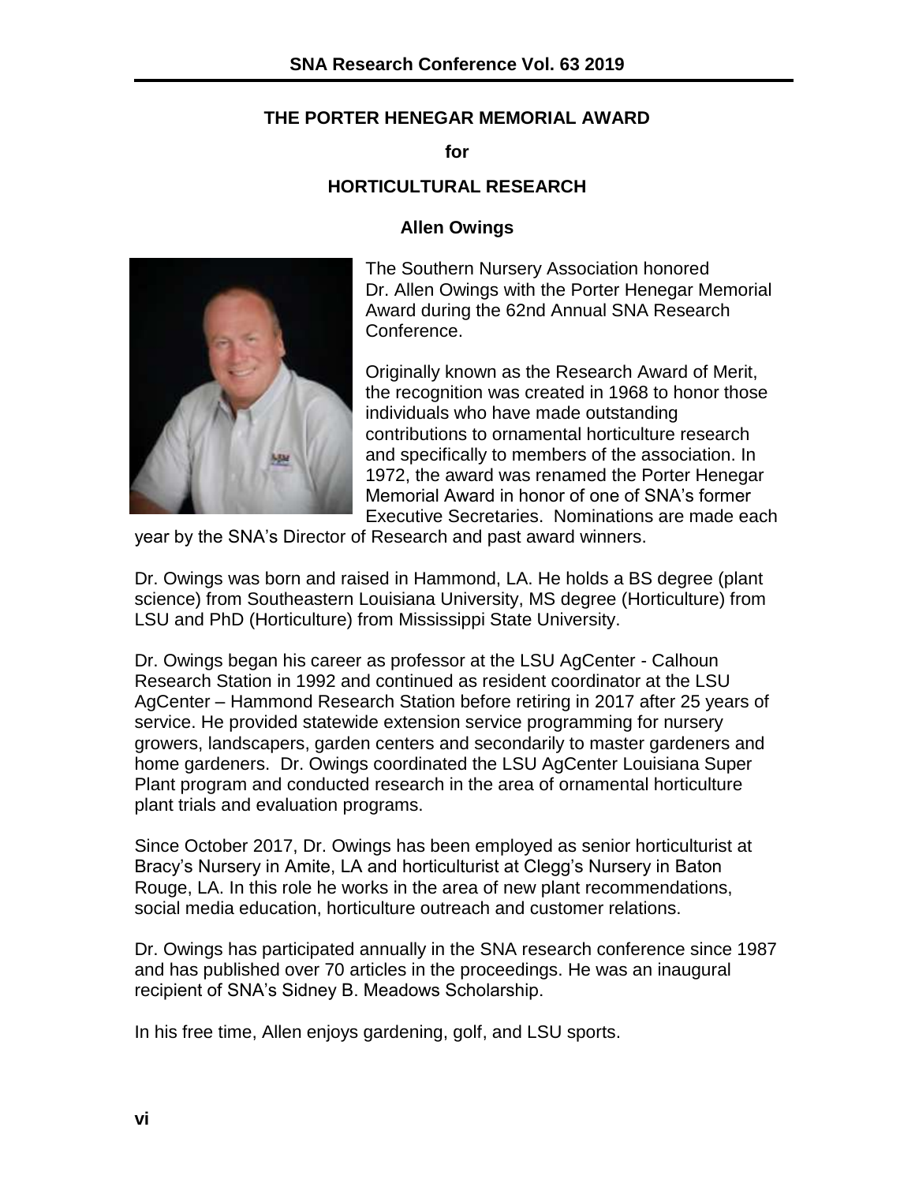## THE PORTER HENEGAR MEMORIAL AWARD

**for**

## HORTICULTURAL RESEARCH

### Allen Owings

The Southern Nursery Association honored Dr. Allen Owings with the Porter Henegar Memorial Award during the 62nd Annual SNA Research Conference.

Originally known as the Research Award of Merit, the recognition was created in 1968 to honor those individuals who have made outstanding contributions to ornamental horticulture research and specifically to members of the association. In 1972, the award was renamed the Porter Henegar Memorial Award in honor of one of SNA's former Executive Secretaries. Nominations are made each year by the SNA's Director of Research and past award winners.

Dr. Owings was born and raised in Hammond, LA. He holds a BS degree (plant science) from Southeastern Louisiana University, MS degree (Horticulture) from LSU and PhD (Horticulture) from Mississippi State University.

Dr. Owings began his career as professor at the LSU AgCenter - Calhoun Research Station in 1992 and continued as resident coordinator at the LSU AgCenter – Hammond Research Station before retiring in 2017 after 25 years of service. He provided statewide extension service programming for nursery growers, landscapers, garden centers and secondarily to master gardeners and home gardeners. Dr. Owings coordinated the LSU AgCenter Louisiana Super Plant program and conducted research in the area of ornamental horticulture plant trials and evaluation programs.

Since October 2017, Dr. Owings has been employed as senior horticulturist at Bracy's Nursery in Amite, LA and horticulturist at Clegg's Nursery in Baton Rouge, LA. In this role he works in the area of new plant recommendations, social media education, horticulture outreach and customer relations.

Dr. Owings has participated annually in the SNA research conference since 1987 and has published over 70 articles in the proceedings. He was an inaugural recipient of SNA's Sidney B. Meadows Scholarship.

In his free time, Allen enjoys gardening, golf, and LSU sports.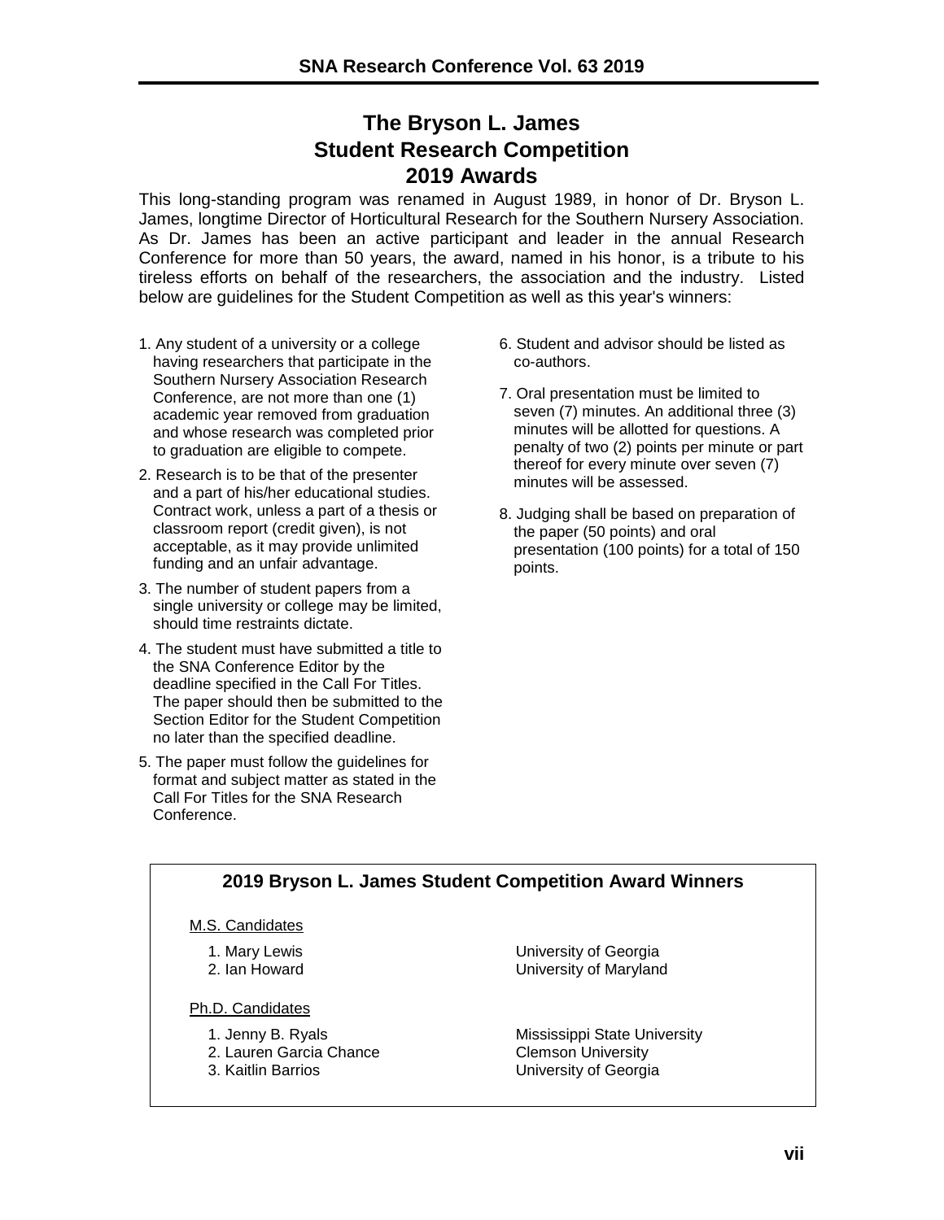# The Bryson L. James Student Research Competition 2019 Awards

This long-standing program was renamed in August 1989, in honor of Dr. Bryson L. James, longtime Director of Horticultural Research for the Southern Nursery Association. As Dr. James has been an active participant and leader in the annual Research Conference for more than 50 years, the award, named in his honor, is a tribute to his tireless efforts on behalf of the researchers, the association and the industry. Listed below are guidelines for the Student Competition as well as this year's winners:

1. Any student of a university or a college having researchers that participate in the Southern Nursery Association Research Conference, are not more than one (1) academic year removed from graduation and whose research was completed prior to graduation are eligible to compete.
2. Research is to be that of the presenter and a part of his/her educational studies. Contract work, unless a part of a thesis or classroom report (credit given), is not acceptable, as it may provide unlimited funding and an unfair advantage.
3. The number of student papers from a single university or college may be limited, should time restraints dictate.
4. The student must have submitted a title to the SNA Conference Editor by the deadline specified in the Call For Titles. The paper should then be submitted to the Section Editor for the Student Competition no later than the specified deadline.
5. The paper must follow the guidelines for format and subject matter as stated in the Call For Titles for the SNA Research Conference.
6. Student and advisor should be listed as co-authors.
7. Oral presentation must be limited to seven (7) minutes. An additional three (3) minutes will be allotted for questions. A penalty of two (2) points per minute or part thereof for every minute over seven (7) minutes will be assessed.
8. Judging shall be based on preparation of the paper (50 points) and oral presentation (100 points) for a total of 150 points.

## 2019 Bryson L. James Student Competition Award Winners

M.S. Candidates

1. Mary Lewis — University of Georgia
2. Ian Howard — University of Maryland

Ph.D. Candidates

1. Jenny B. Ryals — Mississippi State University
2. Lauren Garcia Chance — Clemson University
3. Kaitlin Barrios — University of Georgia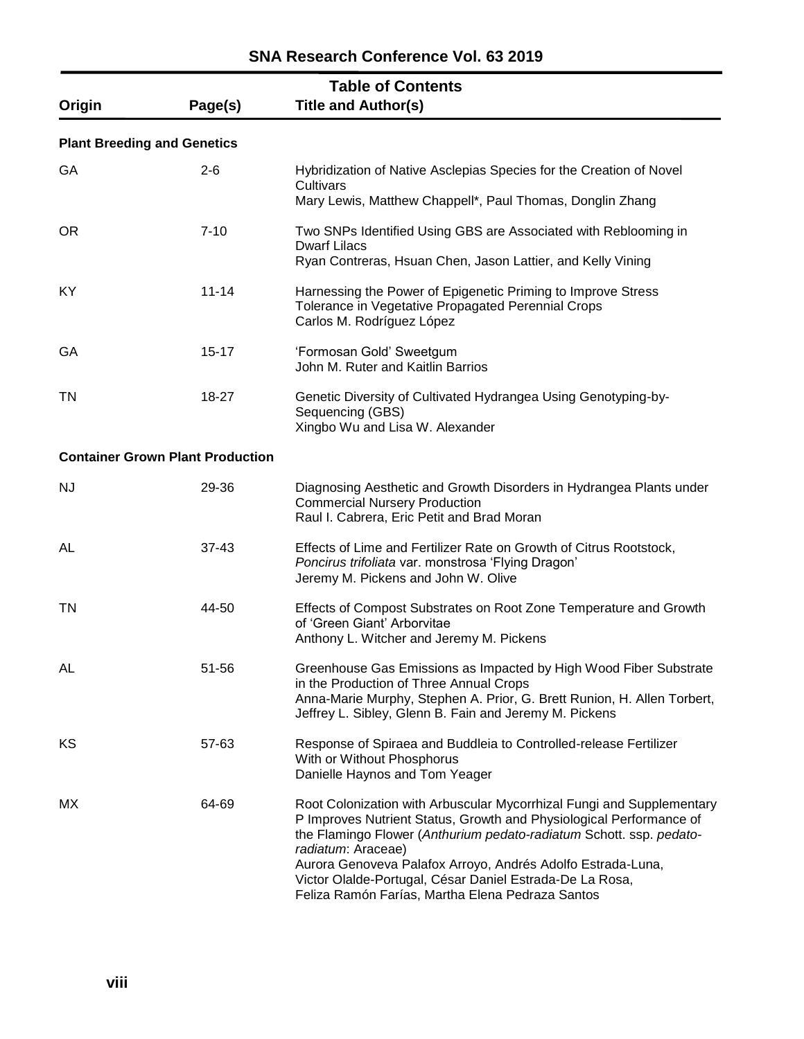## Table of Contents

| Origin | Page(s) | Title and Author(s) |
|---|---|---|
| **Plant Breeding and Genetics** | | |
| GA | 2-6 | Hybridization of Native Asclepias Species for the Creation of Novel Cultivars<br>Mary Lewis, Matthew Chappell*, Paul Thomas, Donglin Zhang |
| OR | 7-10 | Two SNPs Identified Using GBS are Associated with Reblooming in Dwarf Lilacs<br>Ryan Contreras, Hsuan Chen, Jason Lattier, and Kelly Vining |
| KY | 11-14 | Harnessing the Power of Epigenetic Priming to Improve Stress Tolerance in Vegetative Propagated Perennial Crops<br>Carlos M. Rodríguez López |
| GA | 15-17 | 'Formosan Gold' Sweetgum<br>John M. Ruter and Kaitlin Barrios |
| TN | 18-27 | Genetic Diversity of Cultivated Hydrangea Using Genotyping-by-Sequencing (GBS)<br>Xingbo Wu and Lisa W. Alexander |
| **Container Grown Plant Production** | | |
| NJ | 29-36 | Diagnosing Aesthetic and Growth Disorders in Hydrangea Plants under Commercial Nursery Production<br>Raul I. Cabrera, Eric Petit and Brad Moran |
| AL | 37-43 | Effects of Lime and Fertilizer Rate on Growth of Citrus Rootstock, *Poncirus trifoliata* var. monstrosa 'Flying Dragon'<br>Jeremy M. Pickens and John W. Olive |
| TN | 44-50 | Effects of Compost Substrates on Root Zone Temperature and Growth of 'Green Giant' Arborvitae<br>Anthony L. Witcher and Jeremy M. Pickens |
| AL | 51-56 | Greenhouse Gas Emissions as Impacted by High Wood Fiber Substrate in the Production of Three Annual Crops<br>Anna-Marie Murphy, Stephen A. Prior, G. Brett Runion, H. Allen Torbert, Jeffrey L. Sibley, Glenn B. Fain and Jeremy M. Pickens |
| KS | 57-63 | Response of Spiraea and Buddleia to Controlled-release Fertilizer With or Without Phosphorus<br>Danielle Haynos and Tom Yeager |
| MX | 64-69 | Root Colonization with Arbuscular Mycorrhizal Fungi and Supplementary P Improves Nutrient Status, Growth and Physiological Performance of the Flamingo Flower (*Anthurium pedato-radiatum* Schott. ssp. *pedato-radiatum*: Araceae)<br>Aurora Genoveva Palafox Arroyo, Andrés Adolfo Estrada-Luna, Victor Olalde-Portugal, César Daniel Estrada-De La Rosa, Feliza Ramón Farías, Martha Elena Pedraza Santos |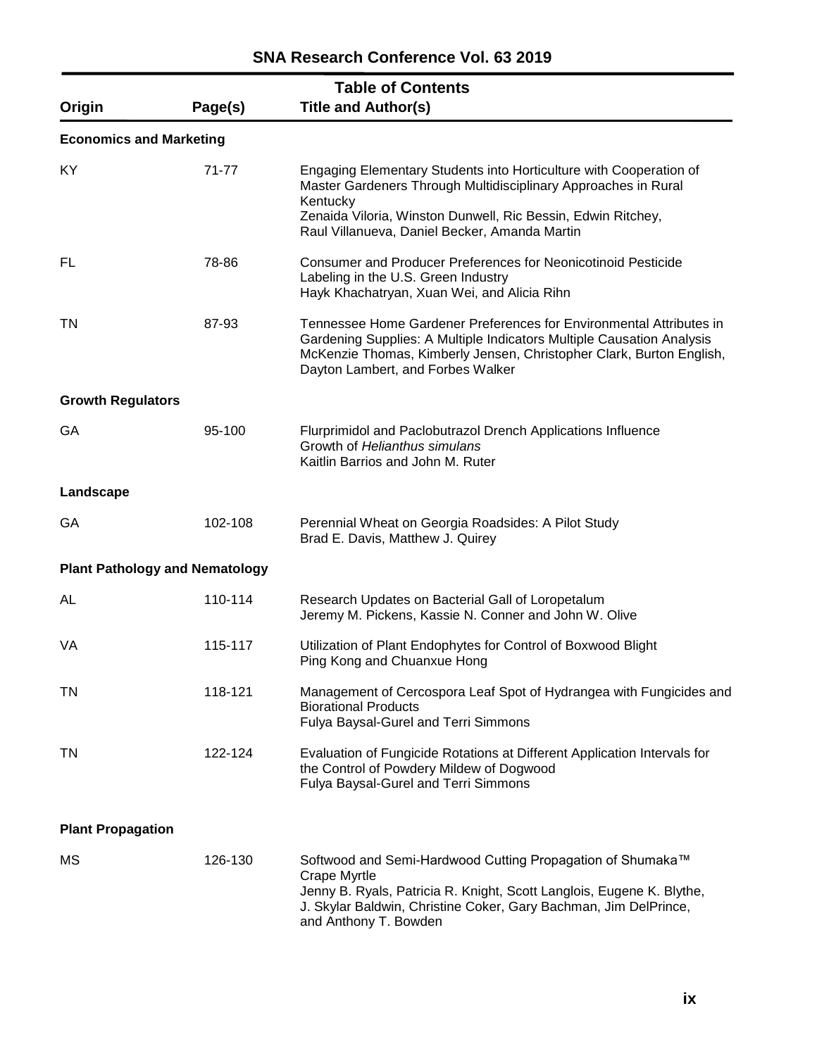## Table of Contents

| Origin | Page(s) | Title and Author(s) |
|---|---|---|
| **Economics and Marketing** | | |
| KY | 71-77 | Engaging Elementary Students into Horticulture with Cooperation of Master Gardeners Through Multidisciplinary Approaches in Rural Kentucky<br>Zenaida Viloria, Winston Dunwell, Ric Bessin, Edwin Ritchey, Raul Villanueva, Daniel Becker, Amanda Martin |
| FL | 78-86 | Consumer and Producer Preferences for Neonicotinoid Pesticide Labeling in the U.S. Green Industry<br>Hayk Khachatryan, Xuan Wei, and Alicia Rihn |
| TN | 87-93 | Tennessee Home Gardener Preferences for Environmental Attributes in Gardening Supplies: A Multiple Indicators Multiple Causation Analysis<br>McKenzie Thomas, Kimberly Jensen, Christopher Clark, Burton English, Dayton Lambert, and Forbes Walker |
| **Growth Regulators** | | |
| GA | 95-100 | Flurprimidol and Paclobutrazol Drench Applications Influence Growth of *Helianthus simulans*<br>Kaitlin Barrios and John M. Ruter |
| **Landscape** | | |
| GA | 102-108 | Perennial Wheat on Georgia Roadsides: A Pilot Study<br>Brad E. Davis, Matthew J. Quirey |
| **Plant Pathology and Nematology** | | |
| AL | 110-114 | Research Updates on Bacterial Gall of Loropetalum<br>Jeremy M. Pickens, Kassie N. Conner and John W. Olive |
| VA | 115-117 | Utilization of Plant Endophytes for Control of Boxwood Blight<br>Ping Kong and Chuanxue Hong |
| TN | 118-121 | Management of Cercospora Leaf Spot of Hydrangea with Fungicides and Biorational Products<br>Fulya Baysal-Gurel and Terri Simmons |
| TN | 122-124 | Evaluation of Fungicide Rotations at Different Application Intervals for the Control of Powdery Mildew of Dogwood<br>Fulya Baysal-Gurel and Terri Simmons |
| **Plant Propagation** | | |
| MS | 126-130 | Softwood and Semi-Hardwood Cutting Propagation of Shumaka™ Crape Myrtle<br>Jenny B. Ryals, Patricia R. Knight, Scott Langlois, Eugene K. Blythe, J. Skylar Baldwin, Christine Coker, Gary Bachman, Jim DelPrince, and Anthony T. Bowden |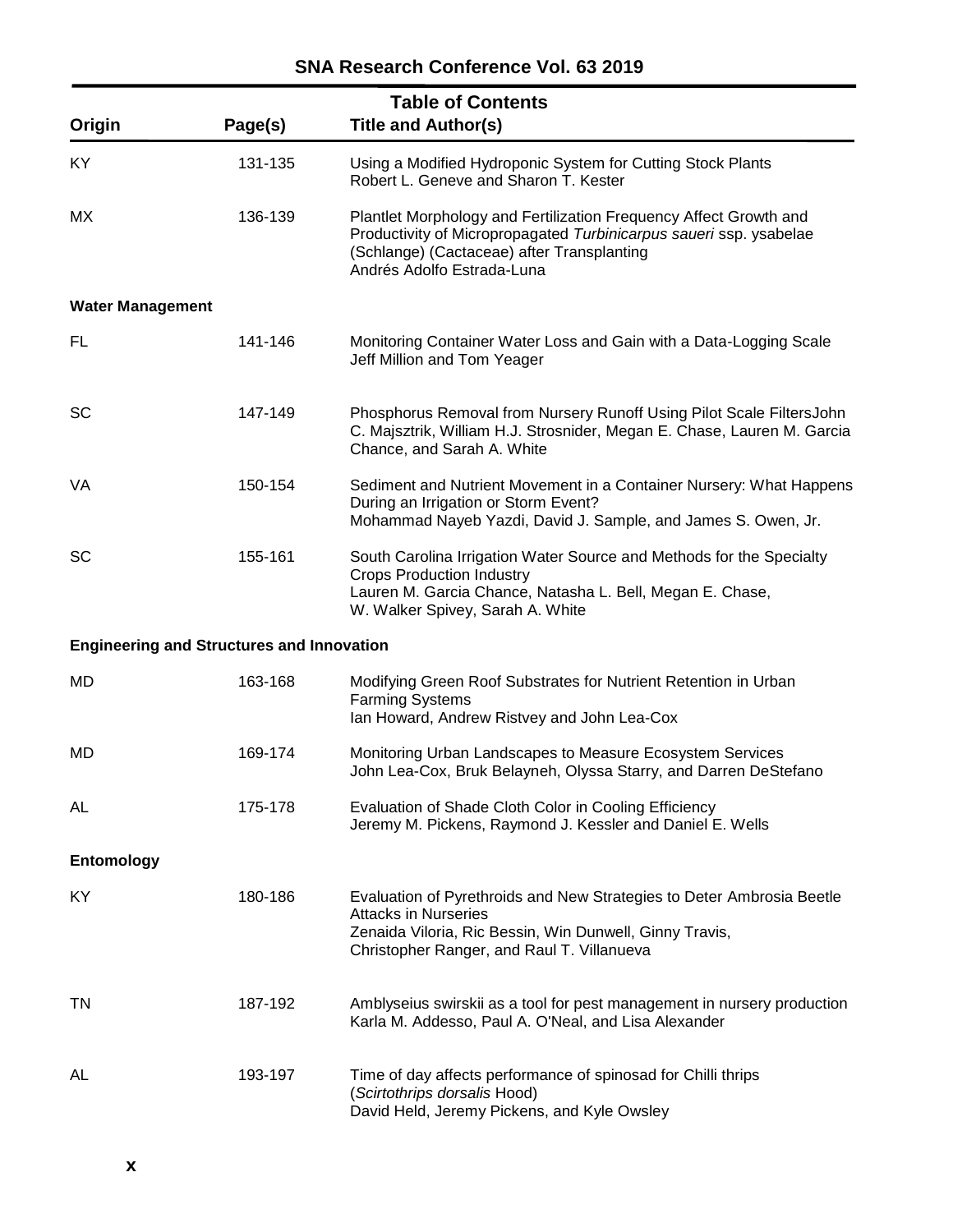## Table of Contents

| Origin | Page(s) | Title and Author(s) |
|---|---|---|
| KY | 131-135 | Using a Modified Hydroponic System for Cutting Stock Plants<br>Robert L. Geneve and Sharon T. Kester |
| MX | 136-139 | Plantlet Morphology and Fertilization Frequency Affect Growth and Productivity of Micropropagated *Turbinicarpus saueri* ssp. ysabelae (Schlange) (Cactaceae) after Transplanting<br>Andrés Adolfo Estrada-Luna |
| **Water Management** | | |
| FL | 141-146 | Monitoring Container Water Loss and Gain with a Data-Logging Scale<br>Jeff Million and Tom Yeager |
| SC | 147-149 | Phosphorus Removal from Nursery Runoff Using Pilot Scale FiltersJohn C. Majsztrik, William H.J. Strosnider, Megan E. Chase, Lauren M. Garcia Chance, and Sarah A. White |
| VA | 150-154 | Sediment and Nutrient Movement in a Container Nursery: What Happens During an Irrigation or Storm Event?<br>Mohammad Nayeb Yazdi, David J. Sample, and James S. Owen, Jr. |
| SC | 155-161 | South Carolina Irrigation Water Source and Methods for the Specialty Crops Production Industry<br>Lauren M. Garcia Chance, Natasha L. Bell, Megan E. Chase, W. Walker Spivey, Sarah A. White |
| **Engineering and Structures and Innovation** | | |
| MD | 163-168 | Modifying Green Roof Substrates for Nutrient Retention in Urban Farming Systems<br>Ian Howard, Andrew Ristvey and John Lea-Cox |
| MD | 169-174 | Monitoring Urban Landscapes to Measure Ecosystem Services<br>John Lea-Cox, Bruk Belayneh, Olyssa Starry, and Darren DeStefano |
| AL | 175-178 | Evaluation of Shade Cloth Color in Cooling Efficiency<br>Jeremy M. Pickens, Raymond J. Kessler and Daniel E. Wells |
| **Entomology** | | |
| KY | 180-186 | Evaluation of Pyrethroids and New Strategies to Deter Ambrosia Beetle Attacks in Nurseries<br>Zenaida Viloria, Ric Bessin, Win Dunwell, Ginny Travis, Christopher Ranger, and Raul T. Villanueva |
| TN | 187-192 | Amblyseius swirskii as a tool for pest management in nursery production<br>Karla M. Addesso, Paul A. O'Neal, and Lisa Alexander |
| AL | 193-197 | Time of day affects performance of spinosad for Chilli thrips (*Scirtothrips dorsalis* Hood)<br>David Held, Jeremy Pickens, and Kyle Owsley |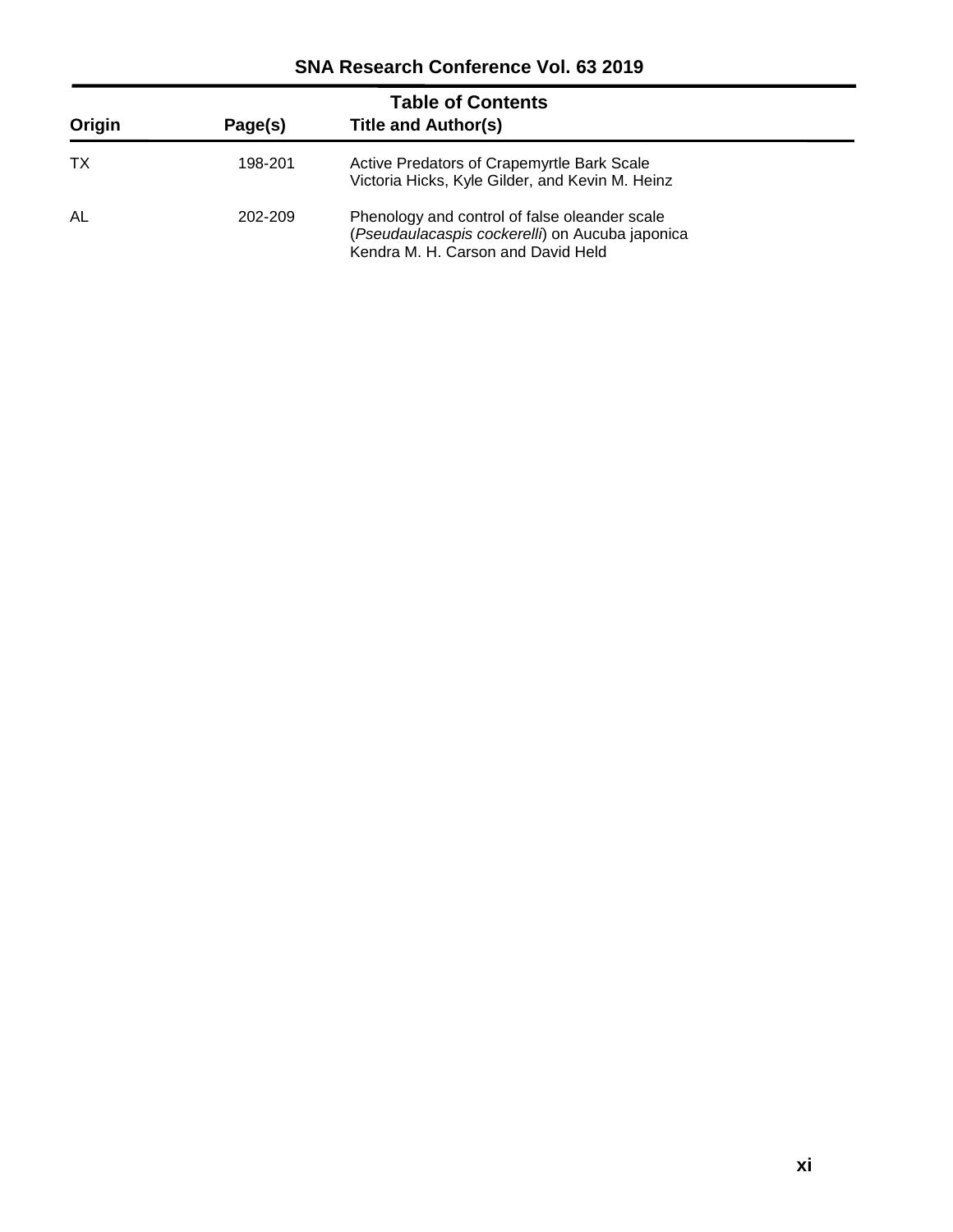## Table of Contents

| Origin | Page(s) | Title and Author(s) |
|---|---|---|
| TX | 198-201 | Active Predators of Crapemyrtle Bark Scale<br>Victoria Hicks, Kyle Gilder, and Kevin M. Heinz |
| AL | 202-209 | Phenology and control of false oleander scale (*Pseudaulacaspis cockerelli*) on Aucuba japonica<br>Kendra M. H. Carson and David Held |